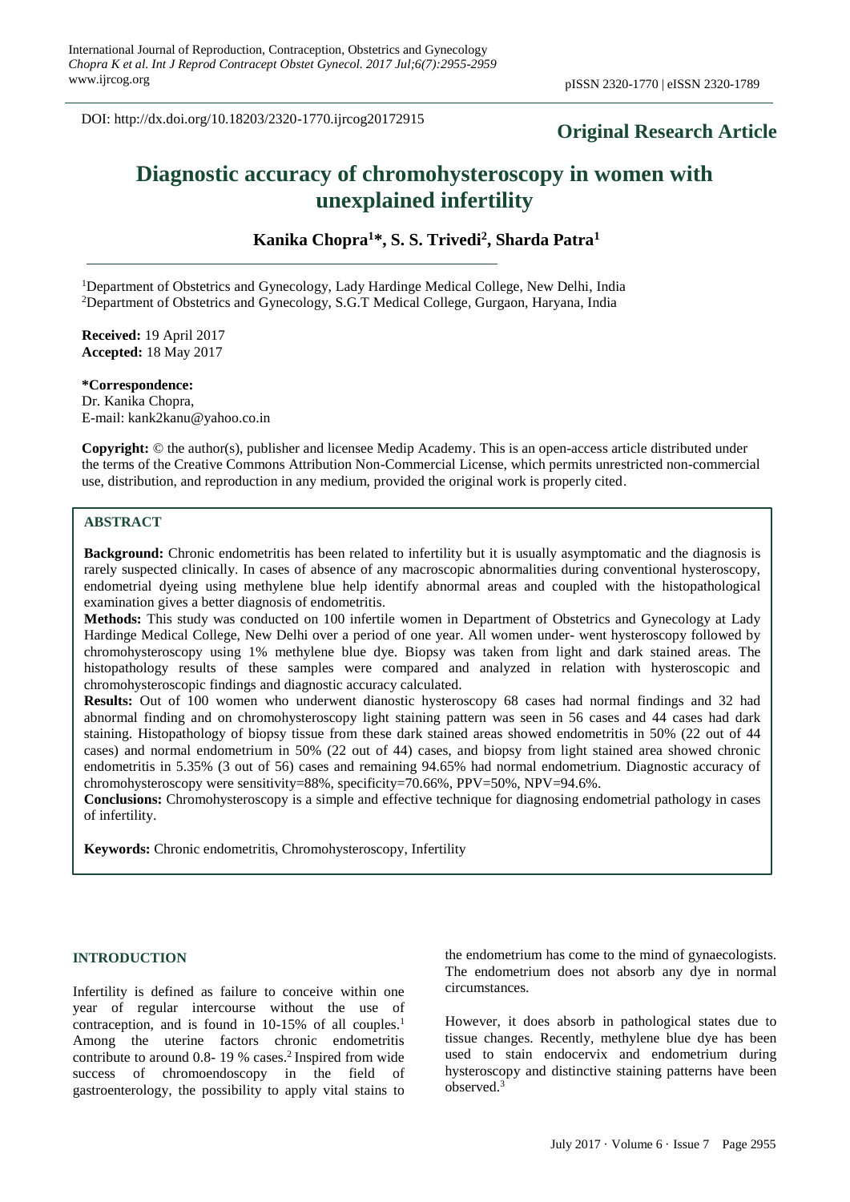DOI: http://dx.doi.org/10.18203/2320-1770.ijrcog20172915

**Original Research Article**

# Diagnostic accuracy of chromohysteroscopy in women with unexplained infertility

**Kanika Chopra[1]\*, S. S. Trivedi[2], Sharda Patra[1]**

[1]Department of Obstetrics and Gynecology, Lady Hardinge Medical College, New Delhi, India
[2]Department of Obstetrics and Gynecology, S.G.T Medical College, Gurgaon, Haryana, India

**Received:** 19 April 2017
**Accepted:** 18 May 2017

**\*Correspondence:**
Dr. Kanika Chopra,
E-mail: kank2kanu@yahoo.co.in

**Copyright:** © the author(s), publisher and licensee Medip Academy. This is an open-access article distributed under the terms of the Creative Commons Attribution Non-Commercial License, which permits unrestricted non-commercial use, distribution, and reproduction in any medium, provided the original work is properly cited.

## ABSTRACT

**Background:** Chronic endometritis has been related to infertility but it is usually asymptomatic and the diagnosis is rarely suspected clinically. In cases of absence of any macroscopic abnormalities during conventional hysteroscopy, endometrial dyeing using methylene blue help identify abnormal areas and coupled with the histopathological examination gives a better diagnosis of endometritis.

**Methods:** This study was conducted on 100 infertile women in Department of Obstetrics and Gynecology at Lady Hardinge Medical College, New Delhi over a period of one year. All women under- went hysteroscopy followed by chromohysteroscopy using 1% methylene blue dye. Biopsy was taken from light and dark stained areas. The histopathology results of these samples were compared and analyzed in relation with hysteroscopic and chromohysteroscopic findings and diagnostic accuracy calculated.

**Results:** Out of 100 women who underwent dianostic hysteroscopy 68 cases had normal findings and 32 had abnormal finding and on chromohysteroscopy light staining pattern was seen in 56 cases and 44 cases had dark staining. Histopathology of biopsy tissue from these dark stained areas showed endometritis in 50% (22 out of 44 cases) and normal endometrium in 50% (22 out of 44) cases, and biopsy from light stained area showed chronic endometritis in 5.35% (3 out of 56) cases and remaining 94.65% had normal endometrium. Diagnostic accuracy of chromohysteroscopy were sensitivity=88%, specificity=70.66%, PPV=50%, NPV=94.6%.

**Conclusions:** Chromohysteroscopy is a simple and effective technique for diagnosing endometrial pathology in cases of infertility.

**Keywords:** Chronic endometritis, Chromohysteroscopy, Infertility

## INTRODUCTION

Infertility is defined as failure to conceive within one year of regular intercourse without the use of contraception, and is found in 10-15% of all couples.[1] Among the uterine factors chronic endometritis contribute to around 0.8- 19 % cases.[2] Inspired from wide success of chromoendoscopy in the field of gastroenterology, the possibility to apply vital stains to the endometrium has come to the mind of gynaecologists. The endometrium does not absorb any dye in normal circumstances.

However, it does absorb in pathological states due to tissue changes. Recently, methylene blue dye has been used to stain endocervix and endometrium during hysteroscopy and distinctive staining patterns have been observed.[3]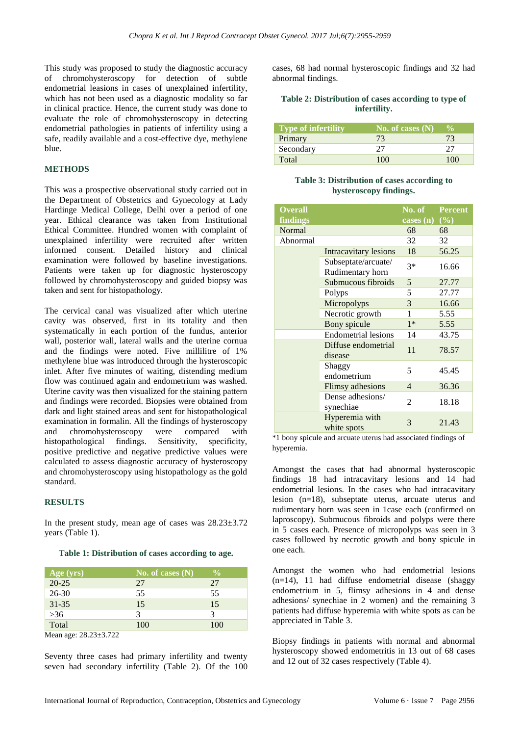This study was proposed to study the diagnostic accuracy of chromohysteroscopy for detection of subtle endometrial leasions in cases of unexplained infertility, which has not been used as a diagnostic modality so far in clinical practice. Hence, the current study was done to evaluate the role of chromohysteroscopy in detecting endometrial pathologies in patients of infertility using a safe, readily available and a cost-effective dye, methylene blue.

## METHODS

This was a prospective observational study carried out in the Department of Obstetrics and Gynecology at Lady Hardinge Medical College, Delhi over a period of one year. Ethical clearance was taken from Institutional Ethical Committee. Hundred women with complaint of unexplained infertility were recruited after written informed consent. Detailed history and clinical examination were followed by baseline investigations. Patients were taken up for diagnostic hysteroscopy followed by chromohysteroscopy and guided biopsy was taken and sent for histopathology.

The cervical canal was visualized after which uterine cavity was observed, first in its totality and then systematically in each portion of the fundus, anterior wall, posterior wall, lateral walls and the uterine cornua and the findings were noted. Five millilitre of 1% methylene blue was introduced through the hysteroscopic inlet. After five minutes of waiting, distending medium flow was continued again and endometrium was washed. Uterine cavity was then visualized for the staining pattern and findings were recorded. Biopsies were obtained from dark and light stained areas and sent for histopathological examination in formalin. All the findings of hysteroscopy and chromohysteroscopy were compared with histopathological findings. Sensitivity, specificity, positive predictive and negative predictive values were calculated to assess diagnostic accuracy of hysteroscopy and chromohysteroscopy using histopathology as the gold standard.

## RESULTS

In the present study, mean age of cases was 28.23±3.72 years (Table 1).

**Table 1: Distribution of cases according to age.**

| Age (yrs) | No. of cases (N) | % |
|---|---|---|
| 20-25 | 27 | 27 |
| 26-30 | 55 | 55 |
| 31-35 | 15 | 15 |
| >36 | 3 | 3 |
| Total | 100 | 100 |

Mean age: 28.23±3.722

Seventy three cases had primary infertility and twenty seven had secondary infertility (Table 2). Of the 100 cases, 68 had normal hysteroscopic findings and 32 had abnormal findings.

**Table 2: Distribution of cases according to type of infertility.**

| Type of infertility | No. of cases (N) | % |
|---|---|---|
| Primary | 73 | 73 |
| Secondary | 27 | 27 |
| Total | 100 | 100 |

**Table 3: Distribution of cases according to hysteroscopy findings.**

| Overall findings | | No. of cases (n) | Percent (%) |
|---|---|---|---|
| Normal | | 68 | 68 |
| Abnormal | | 32 | 32 |
| | Intracavitary lesions | 18 | 56.25 |
| | Subseptate/arcuate/ Rudimentary horn | 3* | 16.66 |
| | Submucous fibroids | 5 | 27.77 |
| | Polyps | 5 | 27.77 |
| | Micropolyps | 3 | 16.66 |
| | Necrotic growth | 1 | 5.55 |
| | Bony spicule | 1* | 5.55 |
| | Endometrial lesions | 14 | 43.75 |
| | Diffuse endometrial disease | 11 | 78.57 |
| | Shaggy endometrium | 5 | 45.45 |
| | Flimsy adhesions | 4 | 36.36 |
| | Dense adhesions/ synechiae | 2 | 18.18 |
| | Hyperemia with white spots | 3 | 21.43 |

*1 bony spicule and arcuate uterus had associated findings of hyperemia.

Amongst the cases that had abnormal hysteroscopic findings 18 had intracavitary lesions and 14 had endometrial lesions. In the cases who had intracavitary lesion (n=18), subseptate uterus, arcuate uterus and rudimentary horn was seen in 1case each (confirmed on laproscopy). Submucous fibroids and polyps were there in 5 cases each. Presence of micropolyps was seen in 3 cases followed by necrotic growth and bony spicule in one each.

Amongst the women who had endometrial lesions (n=14), 11 had diffuse endometrial disease (shaggy endometrium in 5, flimsy adhesions in 4 and dense adhesions/ synechiae in 2 women) and the remaining 3 patients had diffuse hyperemia with white spots as can be appreciated in Table 3.

Biopsy findings in patients with normal and abnormal hysteroscopy showed endometritis in 13 out of 68 cases and 12 out of 32 cases respectively (Table 4).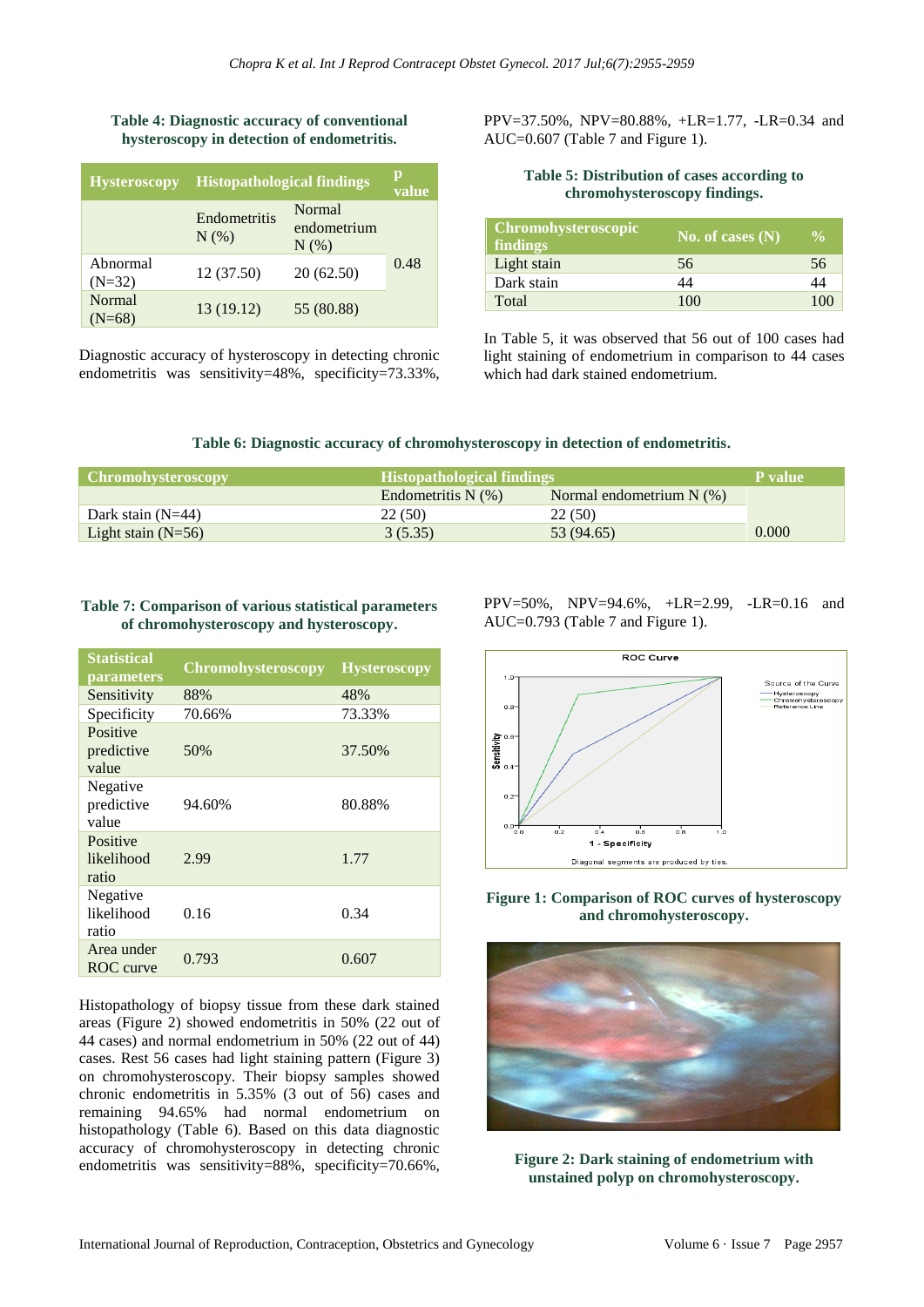**Table 4: Diagnostic accuracy of conventional hysteroscopy in detection of endometritis.**

| Hysteroscopy | Histopathological findings | | p value |
|---|---|---|---|
| | Endometritis N (%) | Normal endometrium N (%) | |
| Abnormal (N=32) | 12 (37.50) | 20 (62.50) | 0.48 |
| Normal (N=68) | 13 (19.12) | 55 (80.88) | |

Diagnostic accuracy of hysteroscopy in detecting chronic endometritis was sensitivity=48%, specificity=73.33%, PPV=37.50%, NPV=80.88%, +LR=1.77, -LR=0.34 and AUC=0.607 (Table 7 and Figure 1).

**Table 5: Distribution of cases according to chromohysteroscopy findings.**

| Chromohysteroscopic findings | No. of cases (N) | % |
|---|---|---|
| Light stain | 56 | 56 |
| Dark stain | 44 | 44 |
| Total | 100 | 100 |

In Table 5, it was observed that 56 out of 100 cases had light staining of endometrium in comparison to 44 cases which had dark stained endometrium.

**Table 6: Diagnostic accuracy of chromohysteroscopy in detection of endometritis.**

| Chromohysteroscopy | Histopathological findings | | P value |
|---|---|---|---|
| | Endometritis N (%) | Normal endometrium N (%) | |
| Dark stain (N=44) | 22 (50) | 22 (50) | |
| Light stain (N=56) | 3 (5.35) | 53 (94.65) | 0.000 |

**Table 7: Comparison of various statistical parameters of chromohysteroscopy and hysteroscopy.**

| Statistical parameters | Chromohysteroscopy | Hysteroscopy |
|---|---|---|
| Sensitivity | 88% | 48% |
| Specificity | 70.66% | 73.33% |
| Positive predictive value | 50% | 37.50% |
| Negative predictive value | 94.60% | 80.88% |
| Positive likelihood ratio | 2.99 | 1.77 |
| Negative likelihood ratio | 0.16 | 0.34 |
| Area under ROC curve | 0.793 | 0.607 |

Histopathology of biopsy tissue from these dark stained areas (Figure 2) showed endometritis in 50% (22 out of 44 cases) and normal endometrium in 50% (22 out of 44) cases. Rest 56 cases had light staining pattern (Figure 3) on chromohysteroscopy. Their biopsy samples showed chronic endometritis in 5.35% (3 out of 56) cases and remaining 94.65% had normal endometrium on histopathology (Table 6). Based on this data diagnostic accuracy of chromohysteroscopy in detecting chronic endometritis was sensitivity=88%, specificity=70.66%, PPV=50%, NPV=94.6%, +LR=2.99, -LR=0.16 and AUC=0.793 (Table 7 and Figure 1).

**Figure 1: Comparison of ROC curves of hysteroscopy and chromohysteroscopy.**

**Figure 2: Dark staining of endometrium with unstained polyp on chromohysteroscopy.**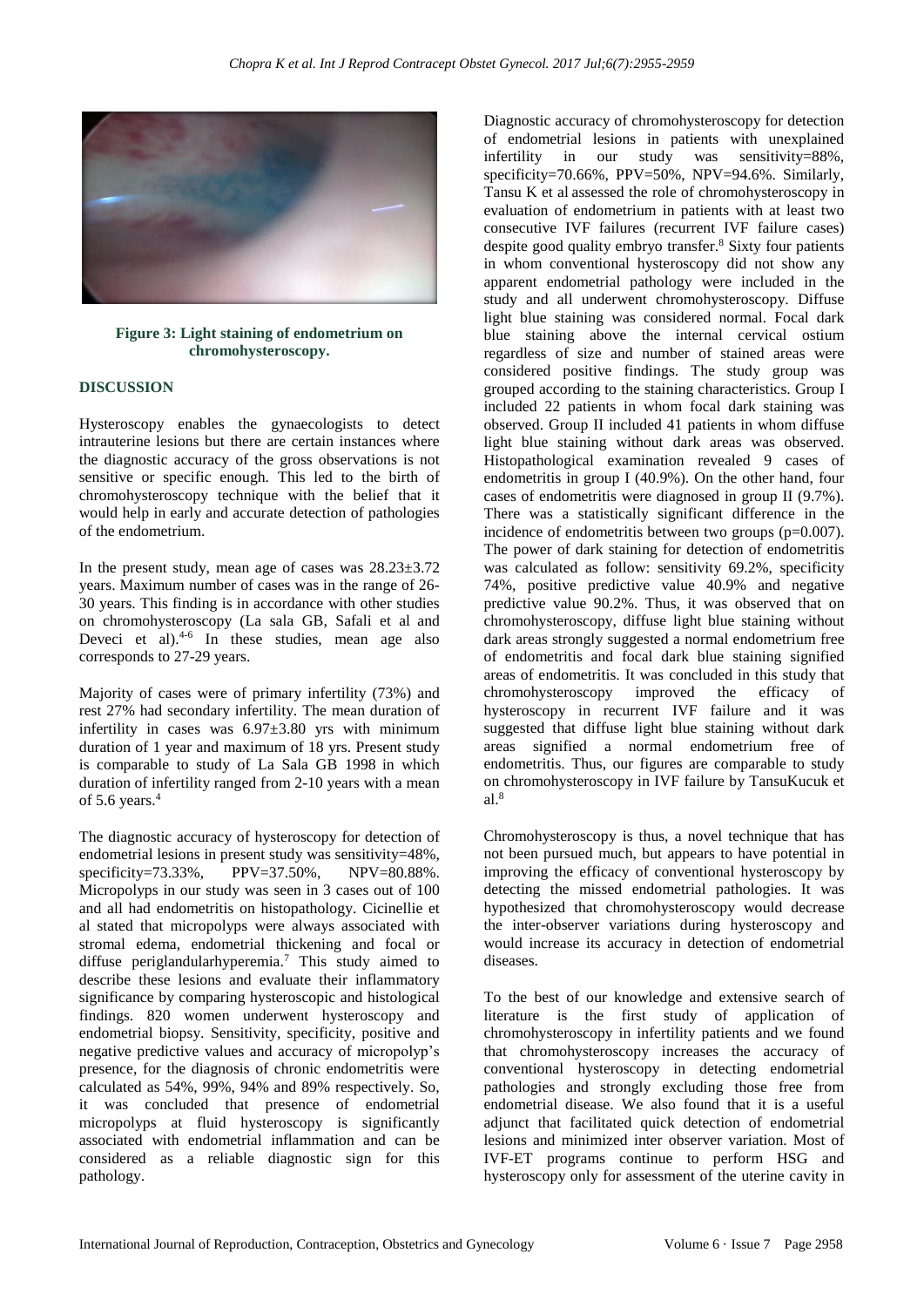**Figure 3: Light staining of endometrium on chromohysteroscopy.**

## DISCUSSION

Hysteroscopy enables the gynaecologists to detect intrauterine lesions but there are certain instances where the diagnostic accuracy of the gross observations is not sensitive or specific enough. This led to the birth of chromohysteroscopy technique with the belief that it would help in early and accurate detection of pathologies of the endometrium.

In the present study, mean age of cases was 28.23±3.72 years. Maximum number of cases was in the range of 26-30 years. This finding is in accordance with other studies on chromohysteroscopy (La sala GB, Safali et al and Deveci et al).[4-6] In these studies, mean age also corresponds to 27-29 years.

Majority of cases were of primary infertility (73%) and rest 27% had secondary infertility. The mean duration of infertility in cases was 6.97±3.80 yrs with minimum duration of 1 year and maximum of 18 yrs. Present study is comparable to study of La Sala GB 1998 in which duration of infertility ranged from 2-10 years with a mean of 5.6 years.[4]

The diagnostic accuracy of hysteroscopy for detection of endometrial lesions in present study was sensitivity=48%, specificity=73.33%, PPV=37.50%, NPV=80.88%. Micropolyps in our study was seen in 3 cases out of 100 and all had endometritis on histopathology. Cicinellie et al stated that micropolyps were always associated with stromal edema, endometrial thickening and focal or diffuse periglandularhyperemia.[7] This study aimed to describe these lesions and evaluate their inflammatory significance by comparing hysteroscopic and histological findings. 820 women underwent hysteroscopy and endometrial biopsy. Sensitivity, specificity, positive and negative predictive values and accuracy of micropolyp's presence, for the diagnosis of chronic endometritis were calculated as 54%, 99%, 94% and 89% respectively. So, it was concluded that presence of endometrial micropolyps at fluid hysteroscopy is significantly associated with endometrial inflammation and can be considered as a reliable diagnostic sign for this pathology.

Diagnostic accuracy of chromohysteroscopy for detection of endometrial lesions in patients with unexplained infertility in our study was sensitivity=88%, specificity=70.66%, PPV=50%, NPV=94.6%. Similarly, Tansu K et al assessed the role of chromohysteroscopy in evaluation of endometrium in patients with at least two consecutive IVF failures (recurrent IVF failure cases) despite good quality embryo transfer.[8] Sixty four patients in whom conventional hysteroscopy did not show any apparent endometrial pathology were included in the study and all underwent chromohysteroscopy. Diffuse light blue staining was considered normal. Focal dark blue staining above the internal cervical ostium regardless of size and number of stained areas were considered positive findings. The study group was grouped according to the staining characteristics. Group I included 22 patients in whom focal dark staining was observed. Group II included 41 patients in whom diffuse light blue staining without dark areas was observed. Histopathological examination revealed 9 cases of endometritis in group I (40.9%). On the other hand, four cases of endometritis were diagnosed in group II (9.7%). There was a statistically significant difference in the incidence of endometritis between two groups ($p=0.007$). The power of dark staining for detection of endometritis was calculated as follow: sensitivity 69.2%, specificity 74%, positive predictive value 40.9% and negative predictive value 90.2%. Thus, it was observed that on chromohysteroscopy, diffuse light blue staining without dark areas strongly suggested a normal endometrium free of endometritis and focal dark blue staining signified areas of endometritis. It was concluded in this study that chromohysteroscopy improved the efficacy of hysteroscopy in recurrent IVF failure and it was suggested that diffuse light blue staining without dark areas signified a normal endometrium free of endometritis. Thus, our figures are comparable to study on chromohysteroscopy in IVF failure by TansuKucuk et al.[8]

Chromohysteroscopy is thus, a novel technique that has not been pursued much, but appears to have potential in improving the efficacy of conventional hysteroscopy by detecting the missed endometrial pathologies. It was hypothesized that chromohysteroscopy would decrease the inter-observer variations during hysteroscopy and would increase its accuracy in detection of endometrial diseases.

To the best of our knowledge and extensive search of literature is the first study of application of chromohysteroscopy in infertility patients and we found that chromohysteroscopy increases the accuracy of conventional hysteroscopy in detecting endometrial pathologies and strongly excluding those free from endometrial disease. We also found that it is a useful adjunct that facilitated quick detection of endometrial lesions and minimized inter observer variation. Most of IVF-ET programs continue to perform HSG and hysteroscopy only for assessment of the uterine cavity in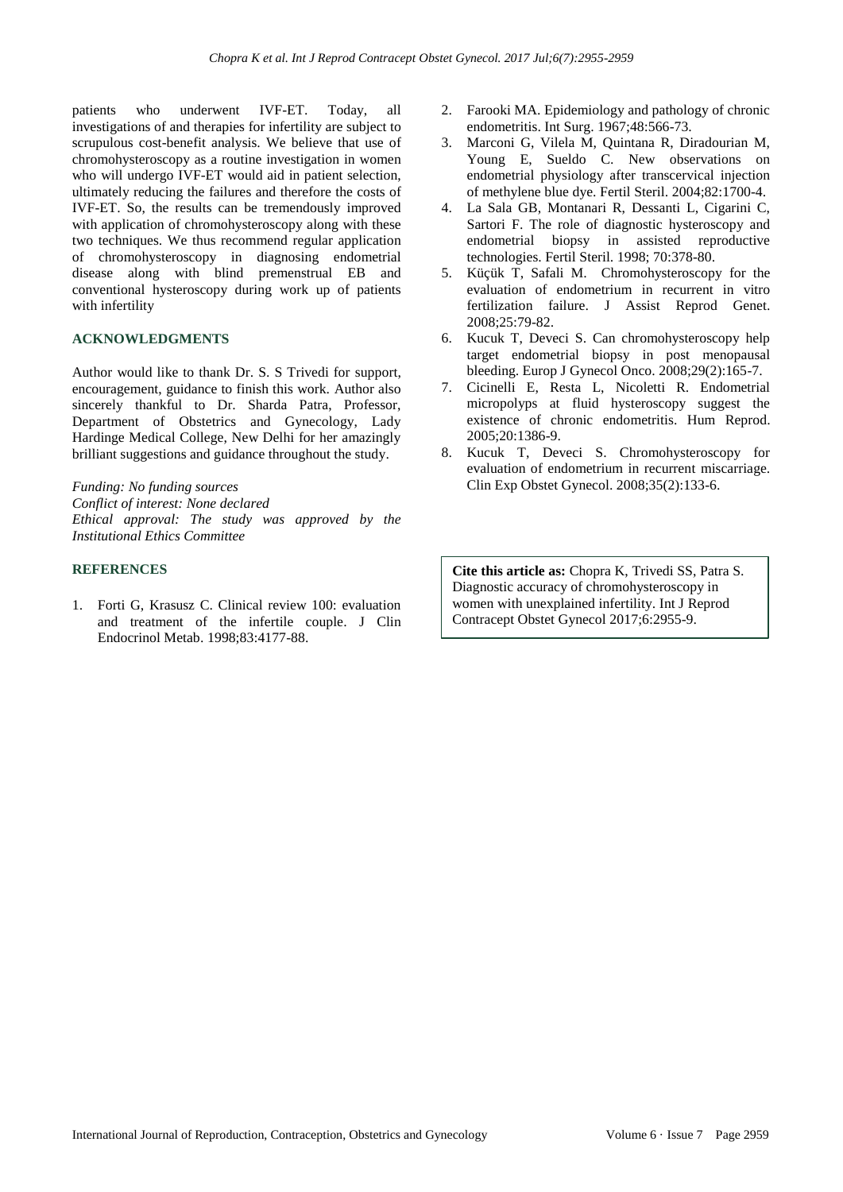patients who underwent IVF-ET. Today, all investigations of and therapies for infertility are subject to scrupulous cost-benefit analysis. We believe that use of chromohysteroscopy as a routine investigation in women who will undergo IVF-ET would aid in patient selection, ultimately reducing the failures and therefore the costs of IVF-ET. So, the results can be tremendously improved with application of chromohysteroscopy along with these two techniques. We thus recommend regular application of chromohysteroscopy in diagnosing endometrial disease along with blind premenstrual EB and conventional hysteroscopy during work up of patients with infertility

## ACKNOWLEDGMENTS

Author would like to thank Dr. S. S Trivedi for support, encouragement, guidance to finish this work. Author also sincerely thankful to Dr. Sharda Patra, Professor, Department of Obstetrics and Gynecology, Lady Hardinge Medical College, New Delhi for her amazingly brilliant suggestions and guidance throughout the study.

*Funding: No funding sources*
*Conflict of interest: None declared*
*Ethical approval: The study was approved by the Institutional Ethics Committee*

## REFERENCES

1. Forti G, Krasusz C. Clinical review 100: evaluation and treatment of the infertile couple. J Clin Endocrinol Metab. 1998;83:4177-88.
2. Farooki MA. Epidemiology and pathology of chronic endometritis. Int Surg. 1967;48:566-73.
3. Marconi G, Vilela M, Quintana R, Diradourian M, Young E, Sueldo C. New observations on endometrial physiology after transcervical injection of methylene blue dye. Fertil Steril. 2004;82:1700-4.
4. La Sala GB, Montanari R, Dessanti L, Cigarini C, Sartori F. The role of diagnostic hysteroscopy and endometrial biopsy in assisted reproductive technologies. Fertil Steril. 1998; 70:378-80.
5. Küçük T, Safali M. Chromohysteroscopy for the evaluation of endometrium in recurrent in vitro fertilization failure. J Assist Reprod Genet. 2008;25:79-82.
6. Kucuk T, Deveci S. Can chromohysteroscopy help target endometrial biopsy in post menopausal bleeding. Europ J Gynecol Onco. 2008;29(2):165-7.
7. Cicinelli E, Resta L, Nicoletti R. Endometrial micropolyps at fluid hysteroscopy suggest the existence of chronic endometritis. Hum Reprod. 2005;20:1386-9.
8. Kucuk T, Deveci S. Chromohysteroscopy for evaluation of endometrium in recurrent miscarriage. Clin Exp Obstet Gynecol. 2008;35(2):133-6.

**Cite this article as:** Chopra K, Trivedi SS, Patra S. Diagnostic accuracy of chromohysteroscopy in women with unexplained infertility. Int J Reprod Contracept Obstet Gynecol 2017;6:2955-9.